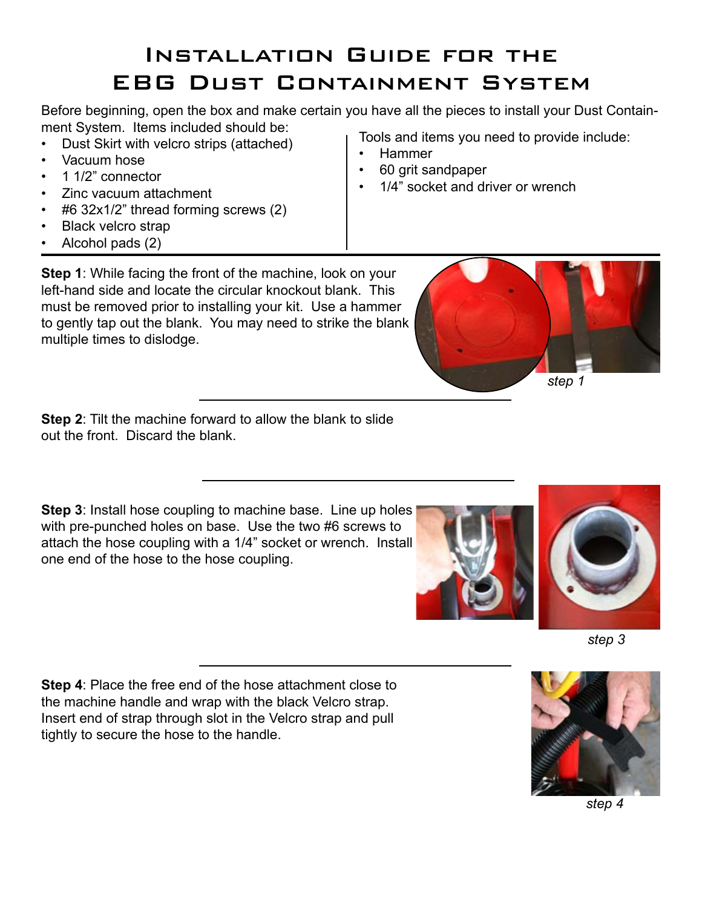# Installation Guide for the EBG Dust Containment System

Before beginning, open the box and make certain you have all the pieces to install your Dust Containment System. Items included should be:

- Dust Skirt with velcro strips (attached)
- Vacuum hose
- 1 1/2" connector
- Zinc vacuum attachment
- #6 32x1/2" thread forming screws (2)
- Black velcro strap
- Alcohol pads (2)

Tools and items you need to provide include:

- Hammer
- 60 grit sandpaper
- 1/4" socket and driver or wrench

---

**Step 1**: While facing the front of the machine, look on your left-hand side and locate the circular knockout blank. This must be removed prior to installing your kit. Use a hammer to gently tap out the blank. You may need to strike the blank multiple times to dislodge.

*step 1*

---

**Step 2**: Tilt the machine forward to allow the blank to slide out the front. Discard the blank.

---

**Step 3**: Install hose coupling to machine base. Line up holes with pre-punched holes on base. Use the two #6 screws to attach the hose coupling with a 1/4" socket or wrench. Install one end of the hose to the hose coupling.

*step 3*

---

**Step 4**: Place the free end of the hose attachment close to the machine handle and wrap with the black Velcro strap. Insert end of strap through slot in the Velcro strap and pull tightly to secure the hose to the handle.

*step 4*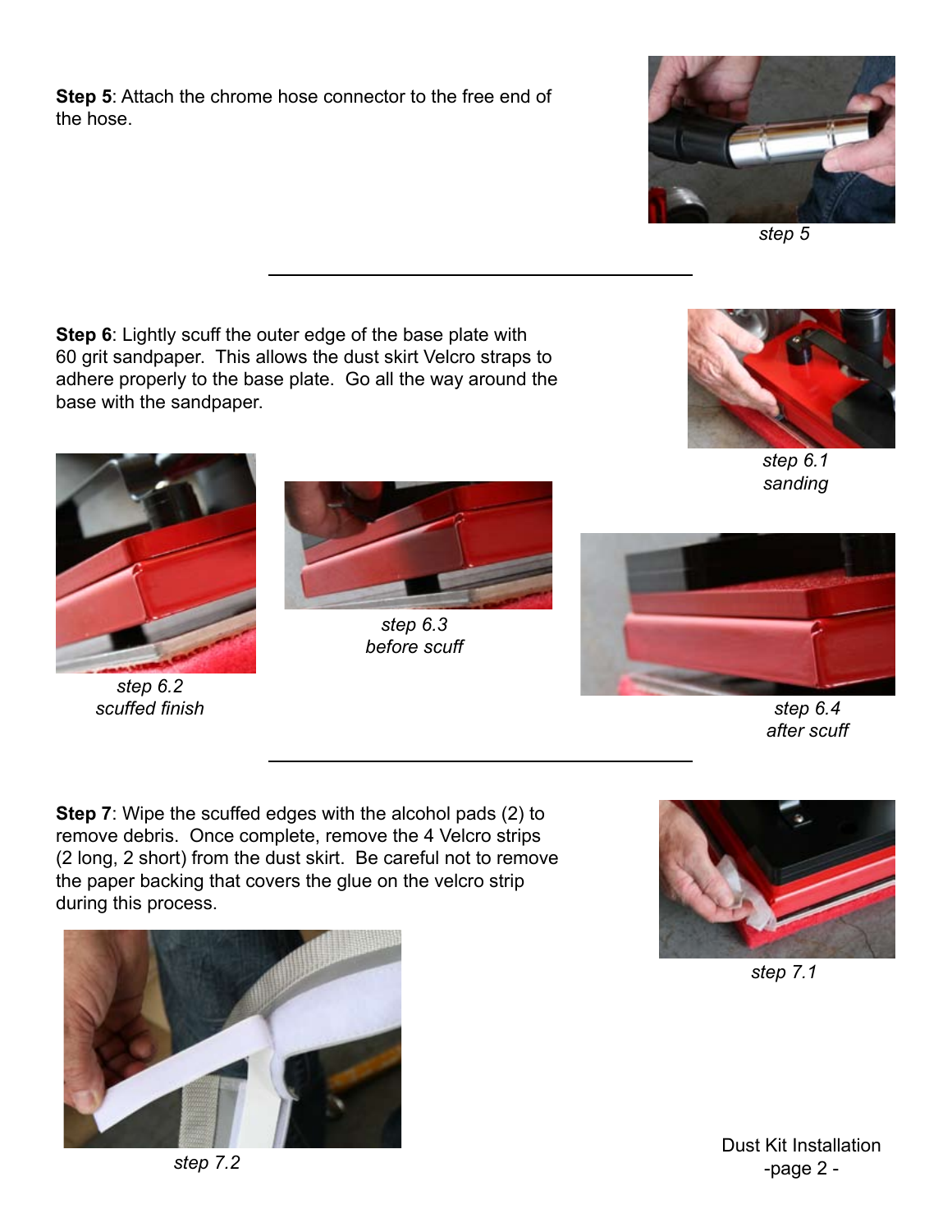**Step 5**: Attach the chrome hose connector to the free end of the hose.

*step 5*

---

**Step 6**: Lightly scuff the outer edge of the base plate with 60 grit sandpaper. This allows the dust skirt Velcro straps to adhere properly to the base plate. Go all the way around the base with the sandpaper.

*step 6.1*
*sanding*

*step 6.2*
*scuffed finish*

*step 6.3*
*before scuff*

*step 6.4*
*after scuff*

---

**Step 7**: Wipe the scuffed edges with the alcohol pads (2) to remove debris. Once complete, remove the 4 Velcro strips (2 long, 2 short) from the dust skirt. Be careful not to remove the paper backing that covers the glue on the velcro strip during this process.

*step 7.1*

*step 7.2*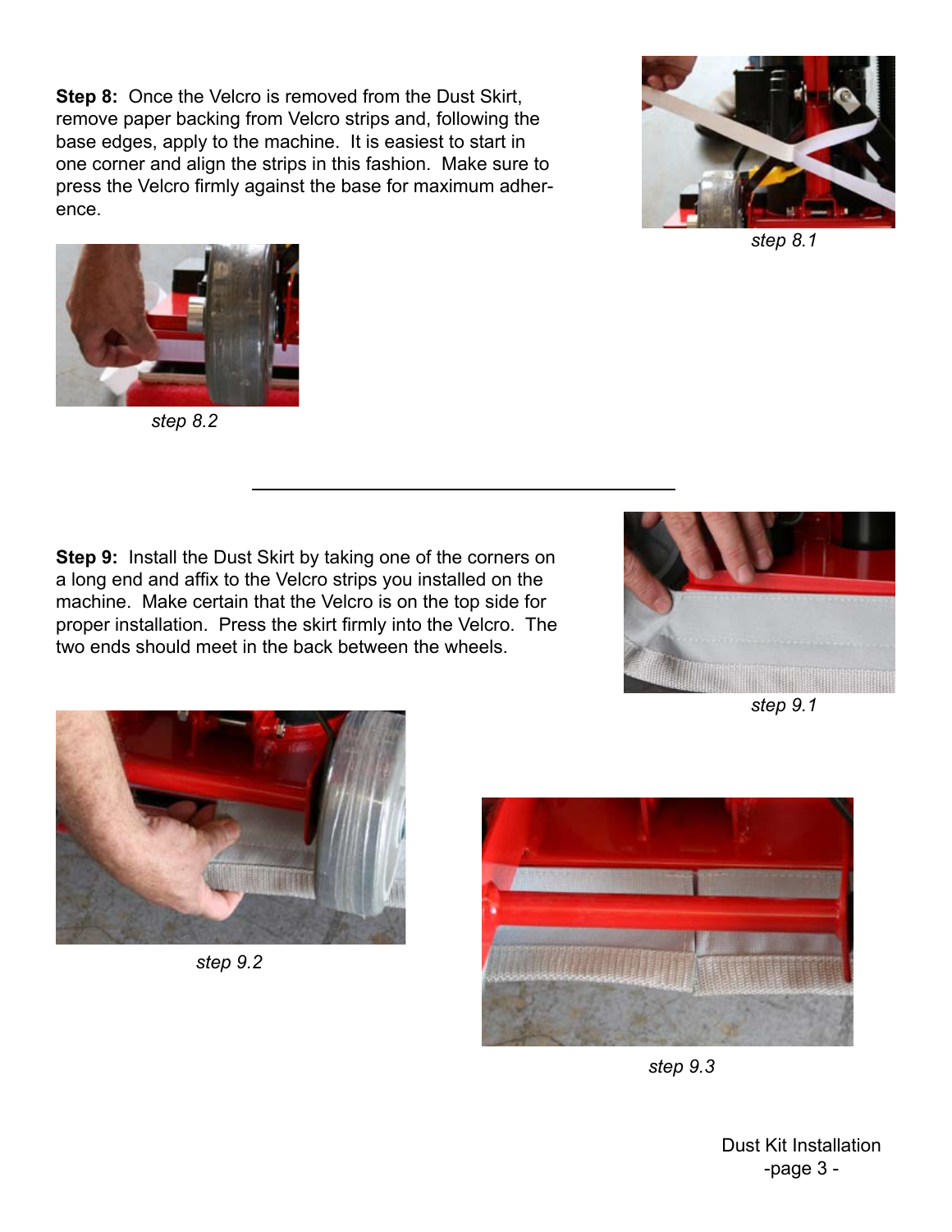**Step 8:** Once the Velcro is removed from the Dust Skirt, remove paper backing from Velcro strips and, following the base edges, apply to the machine. It is easiest to start in one corner and align the strips in this fashion. Make sure to press the Velcro firmly against the base for maximum adherence.

*step 8.1*

*step 8.2*

---

**Step 9:** Install the Dust Skirt by taking one of the corners on a long end and affix to the Velcro strips you installed on the machine. Make certain that the Velcro is on the top side for proper installation. Press the skirt firmly into the Velcro. The two ends should meet in the back between the wheels.

*step 9.1*

*step 9.2*

*step 9.3*